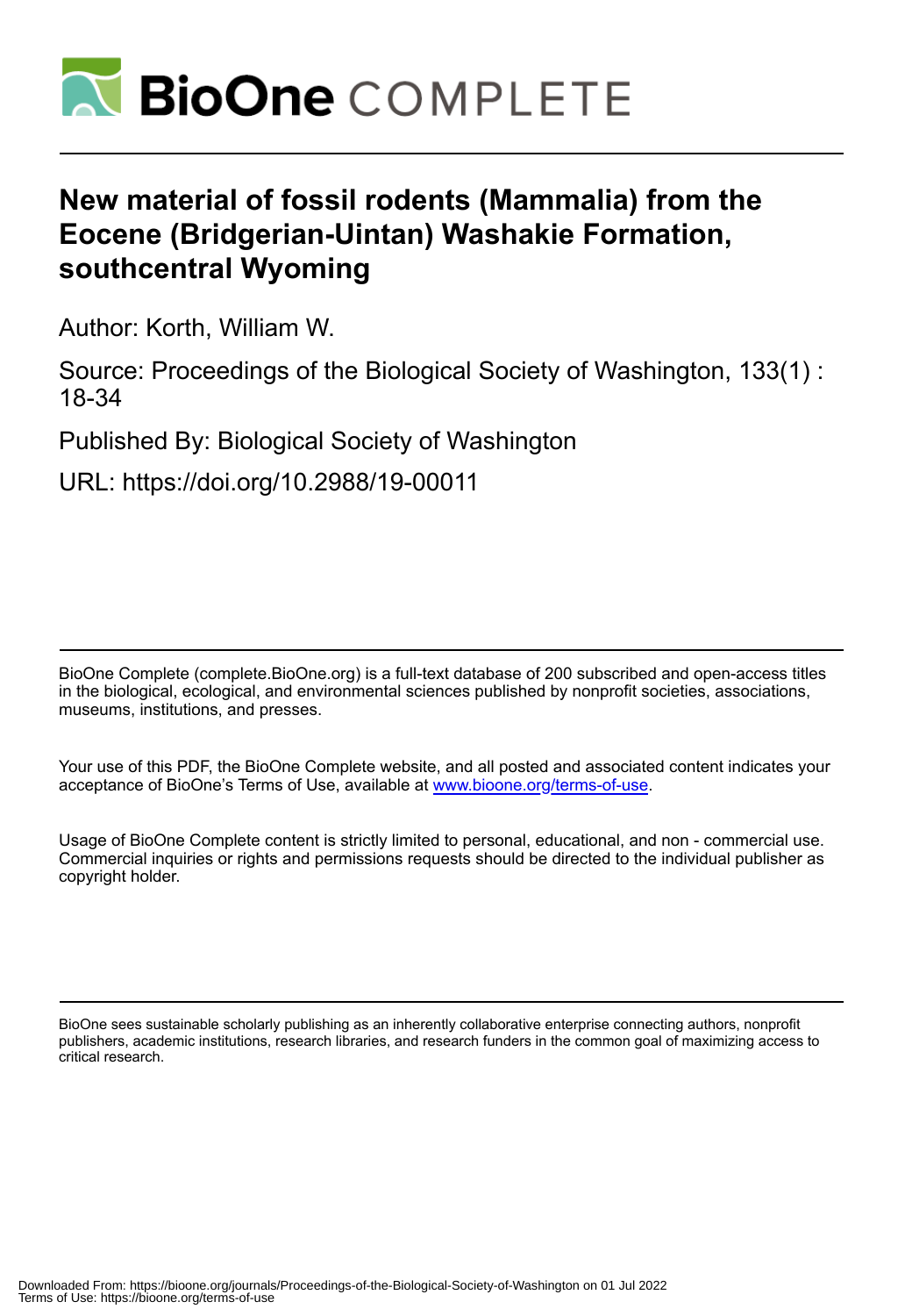# New material of fossil rodents (Mammalia) from the Eocene (Bridgerian-Uintan) Washakie Formation, southcentral Wyoming

Author: Korth, William W.

Source: Proceedings of the Biological Society of Washington, 133(1) : 18-34

Published By: Biological Society of Washington

URL: https://doi.org/10.2988/19-00011

BioOne Complete (complete.BioOne.org) is a full-text database of 200 subscribed and open-access titles in the biological, ecological, and environmental sciences published by nonprofit societies, associations, museums, institutions, and presses.

Your use of this PDF, the BioOne Complete website, and all posted and associated content indicates your acceptance of BioOne's Terms of Use, available at www.bioone.org/terms-of-use.

Usage of BioOne Complete content is strictly limited to personal, educational, and non - commercial use. Commercial inquiries or rights and permissions requests should be directed to the individual publisher as copyright holder.

BioOne sees sustainable scholarly publishing as an inherently collaborative enterprise connecting authors, nonprofit publishers, academic institutions, research libraries, and research funders in the common goal of maximizing access to critical research.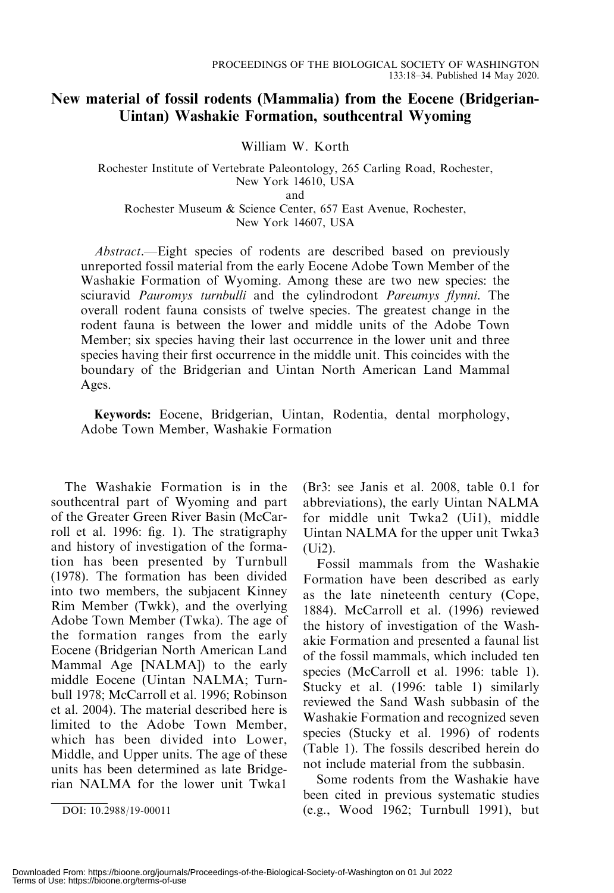# New material of fossil rodents (Mammalia) from the Eocene (Bridgerian-Uintan) Washakie Formation, southcentral Wyoming

William W. Korth

Rochester Institute of Vertebrate Paleontology, 265 Carling Road, Rochester, New York 14610, USA
and
Rochester Museum & Science Center, 657 East Avenue, Rochester, New York 14607, USA

*Abstract*.—Eight species of rodents are described based on previously unreported fossil material from the early Eocene Adobe Town Member of the Washakie Formation of Wyoming. Among these are two new species: the sciuravid *Pauromys turnbulli* and the cylindrodont *Pareumys flynni*. The overall rodent fauna consists of twelve species. The greatest change in the rodent fauna is between the lower and middle units of the Adobe Town Member; six species having their last occurrence in the lower unit and three species having their first occurrence in the middle unit. This coincides with the boundary of the Bridgerian and Uintan North American Land Mammal Ages.

**Keywords:** Eocene, Bridgerian, Uintan, Rodentia, dental morphology, Adobe Town Member, Washakie Formation

The Washakie Formation is in the southcentral part of Wyoming and part of the Greater Green River Basin (McCarroll et al. 1996: fig. 1). The stratigraphy and history of investigation of the formation has been presented by Turnbull (1978). The formation has been divided into two members, the subjacent Kinney Rim Member (Twkk), and the overlying Adobe Town Member (Twka). The age of the formation ranges from the early Eocene (Bridgerian North American Land Mammal Age [NALMA]) to the early middle Eocene (Uintan NALMA; Turnbull 1978; McCarroll et al. 1996; Robinson et al. 2004). The material described here is limited to the Adobe Town Member, which has been divided into Lower, Middle, and Upper units. The age of these units has been determined as late Bridgerian NALMA for the lower unit Twka1 (Br3: see Janis et al. 2008, table 0.1 for abbreviations), the early Uintan NALMA for middle unit Twka2 (Ui1), middle Uintan NALMA for the upper unit Twka3 (Ui2).

Fossil mammals from the Washakie Formation have been described as early as the late nineteenth century (Cope, 1884). McCarroll et al. (1996) reviewed the history of investigation of the Washakie Formation and presented a faunal list of the fossil mammals, which included ten species (McCarroll et al. 1996: table 1). Stucky et al. (1996: table 1) similarly reviewed the Sand Wash subbasin of the Washakie Formation and recognized seven species (Stucky et al. 1996) of rodents (Table 1). The fossils described herein do not include material from the subbasin.

Some rodents from the Washakie have been cited in previous systematic studies (e.g., Wood 1962; Turnbull 1991), but

DOI: 10.2988/19-00011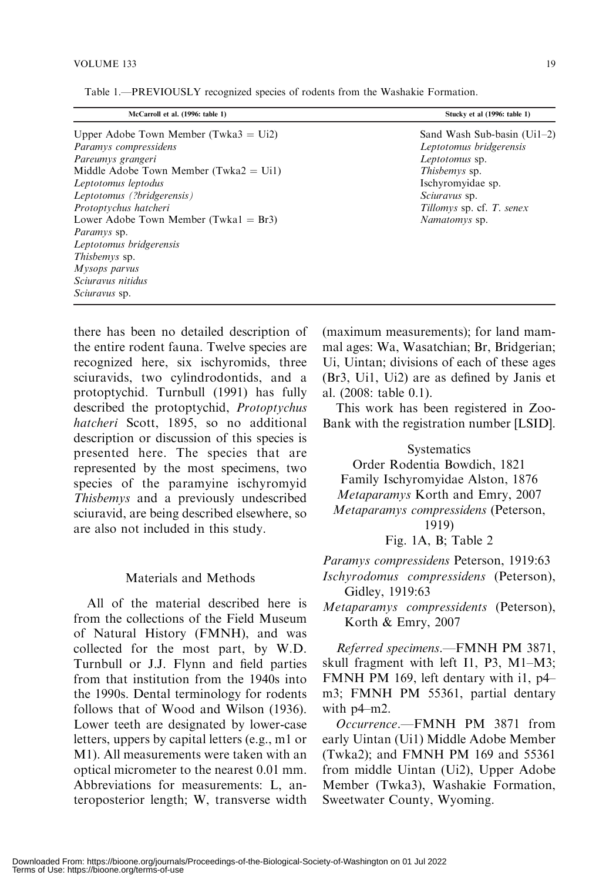Table 1.—PREVIOUSLY recognized species of rodents from the Washakie Formation.

| McCarroll et al. (1996: table 1) | Stucky et al (1996: table 1) |
|---|---|
| Upper Adobe Town Member (Twka3 = Ui2) | Sand Wash Sub-basin (Ui1–2) |
| *Paramys compressidens* | *Leptotomus bridgerensis* |
| *Pareumys grangeri* | *Leptotomus* sp. |
| Middle Adobe Town Member (Twka2 = Ui1) | *Thisbemys* sp. |
| *Leptotomus leptodus* | Ischyromyidae sp. |
| *Leptotomus (?bridgerensis)* | *Sciuravus* sp. |
| *Protoptychus hatcheri* | *Tillomys* sp. cf. *T. senex* |
| Lower Adobe Town Member (Twka1 = Br3) | *Namatomys* sp. |
| *Paramys* sp. | |
| *Leptotomus bridgerensis* | |
| *Thisbemys* sp. | |
| *Mysops parvus* | |
| *Sciuravus nitidus* | |
| *Sciuravus* sp. | |

there has been no detailed description of the entire rodent fauna. Twelve species are recognized here, six ischyromids, three sciuravids, two cylindrodontids, and a protoptychid. Turnbull (1991) has fully described the protoptychid, *Protoptychus hatcheri* Scott, 1895, so no additional description or discussion of this species is presented here. The species that are represented by the most specimens, two species of the paramyine ischyromyid *Thisbemys* and a previously undescribed sciuravid, are being described elsewhere, so are also not included in this study.

## Materials and Methods

All of the material described here is from the collections of the Field Museum of Natural History (FMNH), and was collected for the most part, by W.D. Turnbull or J.J. Flynn and field parties from that institution from the 1940s into the 1990s. Dental terminology for rodents follows that of Wood and Wilson (1936). Lower teeth are designated by lower-case letters, uppers by capital letters (e.g., m1 or M1). All measurements were taken with an optical micrometer to the nearest 0.01 mm. Abbreviations for measurements: L, anteroposterior length; W, transverse width (maximum measurements); for land mammal ages: Wa, Wasatchian; Br, Bridgerian; Ui, Uintan; divisions of each of these ages (Br3, Ui1, Ui2) are as defined by Janis et al. (2008: table 0.1).

This work has been registered in ZooBank with the registration number [LSID].

## Systematics

Order Rodentia Bowdich, 1821

Family Ischyromyidae Alston, 1876

*Metaparamys* Korth and Emry, 2007

*Metaparamys compressidens* (Peterson, 1919)

Fig. 1A, B; Table 2

*Paramys compressidens* Peterson, 1919:63

*Ischyrodomus compressidens* (Peterson), Gidley, 1919:63

*Metaparamys compressidents* (Peterson), Korth & Emry, 2007

*Referred specimens*.—FMNH PM 3871, skull fragment with left I1, P3, M1–M3; FMNH PM 169, left dentary with i1, p4–m3; FMNH PM 55361, partial dentary with p4–m2.

*Occurrence*.—FMNH PM 3871 from early Uintan (Ui1) Middle Adobe Member (Twka2); and FMNH PM 169 and 55361 from middle Uintan (Ui2), Upper Adobe Member (Twka3), Washakie Formation, Sweetwater County, Wyoming.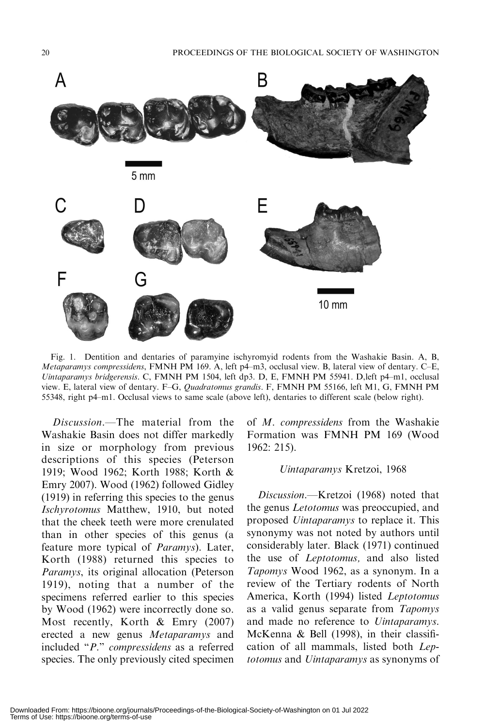Fig. 1. Dentition and dentaries of paramyine ischyromyid rodents from the Washakie Basin. A, B, *Metaparamys compressidens*, FMNH PM 169. A, left p4–m3, occlusal view. B, lateral view of dentary. C–E, *Uintaparamys bridgerensis*. C, FMNH PM 1504, left dp3. D, E, FMNH PM 55941. D,left p4–m1, occlusal view. E, lateral view of dentary. F–G, *Quadratomus grandis*. F, FMNH PM 55166, left M1, G, FMNH PM 55348, right p4–m1. Occlusal views to same scale (above left), dentaries to different scale (below right).

*Discussion*.—The material from the Washakie Basin does not differ markedly in size or morphology from previous descriptions of this species (Peterson 1919; Wood 1962; Korth 1988; Korth & Emry 2007). Wood (1962) followed Gidley (1919) in referring this species to the genus *Ischyrotomus* Matthew, 1910, but noted that the cheek teeth were more crenulated than in other species of this genus (a feature more typical of *Paramys*). Later, Korth (1988) returned this species to *Paramys*, its original allocation (Peterson 1919), noting that a number of the specimens referred earlier to this species by Wood (1962) were incorrectly done so. Most recently, Korth & Emry (2007) erected a new genus *Metaparamys* and included "*P*." *compressidens* as a referred species. The only previously cited specimen of *M*. *compressidens* from the Washakie Formation was FMNH PM 169 (Wood 1962: 215).

### *Uintaparamys* Kretzoi, 1968

*Discussion*.—Kretzoi (1968) noted that the genus *Letotomus* was preoccupied, and proposed *Uintaparamys* to replace it. This synonymy was not noted by authors until considerably later. Black (1971) continued the use of *Leptotomus,* and also listed *Tapomys* Wood 1962, as a synonym. In a review of the Tertiary rodents of North America, Korth (1994) listed *Leptotomus* as a valid genus separate from *Tapomys* and made no reference to *Uintaparamys*. McKenna & Bell (1998), in their classification of all mammals, listed both *Leptotomus* and *Uintaparamys* as synonyms of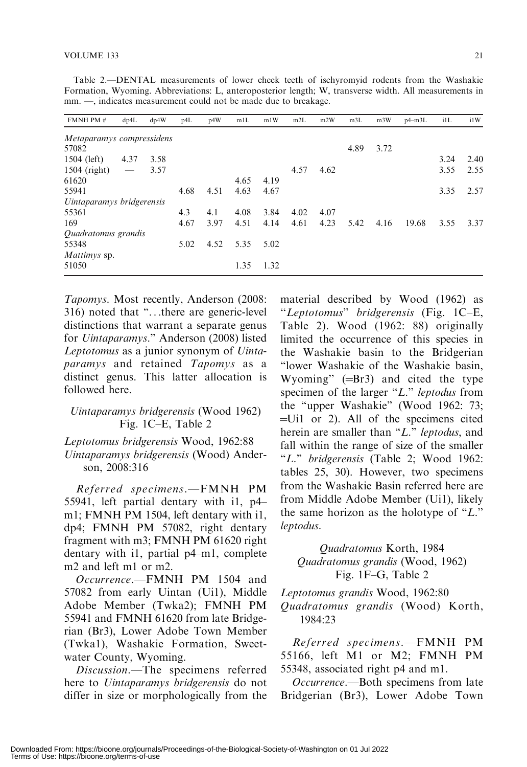Table 2.—DENTAL measurements of lower cheek teeth of ischyromyid rodents from the Washakie Formation, Wyoming. Abbreviations: L, anteroposterior length; W, transverse width. All measurements in mm. —, indicates measurement could not be made due to breakage.

| FMNH PM # | dp4L | dp4W | p4L | p4W | m1L | m1W | m2L | m2W | m3L | m3W | p4–m3L | i1L | i1W |
|---|---|---|---|---|---|---|---|---|---|---|---|---|---|
| *Metaparamys compressidens* | | | | | | | | | | | | | |
| 57082 | | | | | | | | | 4.89 | 3.72 | | | |
| 1504 (left) | 4.37 | 3.58 | | | | | | | | | | 3.24 | 2.40 |
| 1504 (right) | — | 3.57 | | | | | 4.57 | 4.62 | | | | 3.55 | 2.55 |
| 61620 | | | | | 4.65 | 4.19 | | | | | | | |
| 55941 | | | 4.68 | 4.51 | 4.63 | 4.67 | | | | | | 3.35 | 2.57 |
| *Uintaparamys bridgerensis* | | | | | | | | | | | | | |
| 55361 | | | 4.3 | 4.1 | 4.08 | 3.84 | 4.02 | 4.07 | | | | | |
| 169 | | | 4.67 | 3.97 | 4.51 | 4.14 | 4.61 | 4.23 | 5.42 | 4.16 | 19.68 | 3.55 | 3.37 |
| *Quadratomus grandis* | | | | | | | | | | | | | |
| 55348 | | | 5.02 | 4.52 | 5.35 | 5.02 | | | | | | | |
| *Mattimys* sp. | | | | | | | | | | | | | |
| 51050 | | | | | 1.35 | 1.32 | | | | | | | |

*Tapomys*. Most recently, Anderson (2008: 316) noted that "…there are generic-level distinctions that warrant a separate genus for *Uintaparamys*." Anderson (2008) listed *Leptotomus* as a junior synonym of *Uintaparamys* and retained *Tapomys* as a distinct genus. This latter allocation is followed here.

### *Uintaparamys bridgerensis* (Wood 1962) Fig. 1C–E, Table 2

*Leptotomus bridgerensis* Wood, 1962:88
*Uintaparamys bridgerensis* (Wood) Anderson, 2008:316

*Referred specimens*.—FMNH PM 55941, left partial dentary with i1, p4–m1; FMNH PM 1504, left dentary with i1, dp4; FMNH PM 57082, right dentary fragment with m3; FMNH PM 61620 right dentary with i1, partial p4–m1, complete m2 and left m1 or m2.

*Occurrence*.—FMNH PM 1504 and 57082 from early Uintan (Ui1), Middle Adobe Member (Twka2); FMNH PM 55941 and FMNH 61620 from late Bridgerian (Br3), Lower Adobe Town Member (Twka1), Washakie Formation, Sweetwater County, Wyoming.

*Discussion*.—The specimens referred here to *Uintaparamys bridgerensis* do not differ in size or morphologically from the material described by Wood (1962) as "*Leptotomus*" *bridgerensis* (Fig. 1C–E, Table 2). Wood (1962: 88) originally limited the occurrence of this species in the Washakie basin to the Bridgerian "lower Washakie of the Washakie basin, Wyoming" (=Br3) and cited the type specimen of the larger "*L.*" *leptodus* from the "upper Washakie" (Wood 1962: 73; =Ui1 or 2). All of the specimens cited herein are smaller than "*L.*" *leptodus*, and fall within the range of size of the smaller "*L.*" *bridgerensis* (Table 2; Wood 1962: tables 25, 30). However, two specimens from the Washakie Basin referred here are from Middle Adobe Member (Ui1), likely the same horizon as the holotype of "*L.*" *leptodus*.

### *Quadratomus* Korth, 1984
### *Quadratomus grandis* (Wood, 1962) Fig. 1F–G, Table 2

*Leptotomus grandis* Wood, 1962:80
*Quadratomus grandis* (Wood) Korth, 1984:23

*Referred specimens*.—FMNH PM 55166, left M1 or M2; FMNH PM 55348, associated right p4 and m1.

*Occurrence*.—Both specimens from late Bridgerian (Br3), Lower Adobe Town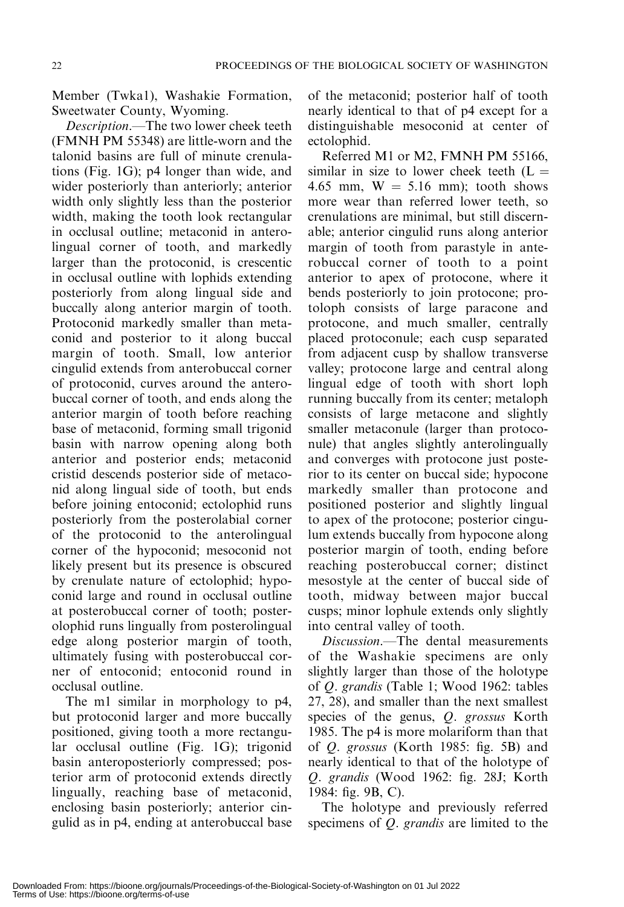Member (Twka1), Washakie Formation, Sweetwater County, Wyoming.

*Description*.—The two lower cheek teeth (FMNH PM 55348) are little-worn and the talonid basins are full of minute crenulations (Fig. 1G); p4 longer than wide, and wider posteriorly than anteriorly; anterior width only slightly less than the posterior width, making the tooth look rectangular in occlusal outline; metaconid in anterolingual corner of tooth, and markedly larger than the protoconid, is crescentic in occlusal outline with lophids extending posteriorly from along lingual side and buccally along anterior margin of tooth. Protoconid markedly smaller than metaconid and posterior to it along buccal margin of tooth. Small, low anterior cingulid extends from anterobuccal corner of protoconid, curves around the anterobuccal corner of tooth, and ends along the anterior margin of tooth before reaching base of metaconid, forming small trigonid basin with narrow opening along both anterior and posterior ends; metaconid cristid descends posterior side of metaconid along lingual side of tooth, but ends before joining entoconid; ectolophid runs posteriorly from the posterolabial corner of the protoconid to the anterolingual corner of the hypoconid; mesoconid not likely present but its presence is obscured by crenulate nature of ectolophid; hypoconid large and round in occlusal outline at posterobuccal corner of tooth; posterolophid runs lingually from posterolingual edge along posterior margin of tooth, ultimately fusing with posterobuccal corner of entoconid; entoconid round in occlusal outline.

The m1 similar in morphology to p4, but protoconid larger and more buccally positioned, giving tooth a more rectangular occlusal outline (Fig. 1G); trigonid basin anteroposteriorly compressed; posterior arm of protoconid extends directly lingually, reaching base of metaconid, enclosing basin posteriorly; anterior cingulid as in p4, ending at anterobuccal base of the metaconid; posterior half of tooth nearly identical to that of p4 except for a distinguishable mesoconid at center of ectolophid.

Referred M1 or M2, FMNH PM 55166, similar in size to lower cheek teeth (L = 4.65 mm, W = 5.16 mm); tooth shows more wear than referred lower teeth, so crenulations are minimal, but still discernable; anterior cingulid runs along anterior margin of tooth from parastyle in anterobuccal corner of tooth to a point anterior to apex of protocone, where it bends posteriorly to join protocone; protoloph consists of large paracone and protocone, and much smaller, centrally placed protoconule; each cusp separated from adjacent cusp by shallow transverse valley; protocone large and central along lingual edge of tooth with short loph running buccally from its center; metaloph consists of large metacone and slightly smaller metaconule (larger than protoconule) that angles slightly anterolingually and converges with protocone just posterior to its center on buccal side; hypocone markedly smaller than protocone and positioned posterior and slightly lingual to apex of the protocone; posterior cingulum extends buccally from hypocone along posterior margin of tooth, ending before reaching posterobuccal corner; distinct mesostyle at the center of buccal side of tooth, midway between major buccal cusps; minor lophule extends only slightly into central valley of tooth.

*Discussion*.—The dental measurements of the Washakie specimens are only slightly larger than those of the holotype of *Q. grandis* (Table 1; Wood 1962: tables 27, 28), and smaller than the next smallest species of the genus, *Q. grossus* Korth 1985. The p4 is more molariform than that of *Q. grossus* (Korth 1985: fig. 5B) and nearly identical to that of the holotype of *Q. grandis* (Wood 1962: fig. 28J; Korth 1984: fig. 9B, C).

The holotype and previously referred specimens of *Q. grandis* are limited to the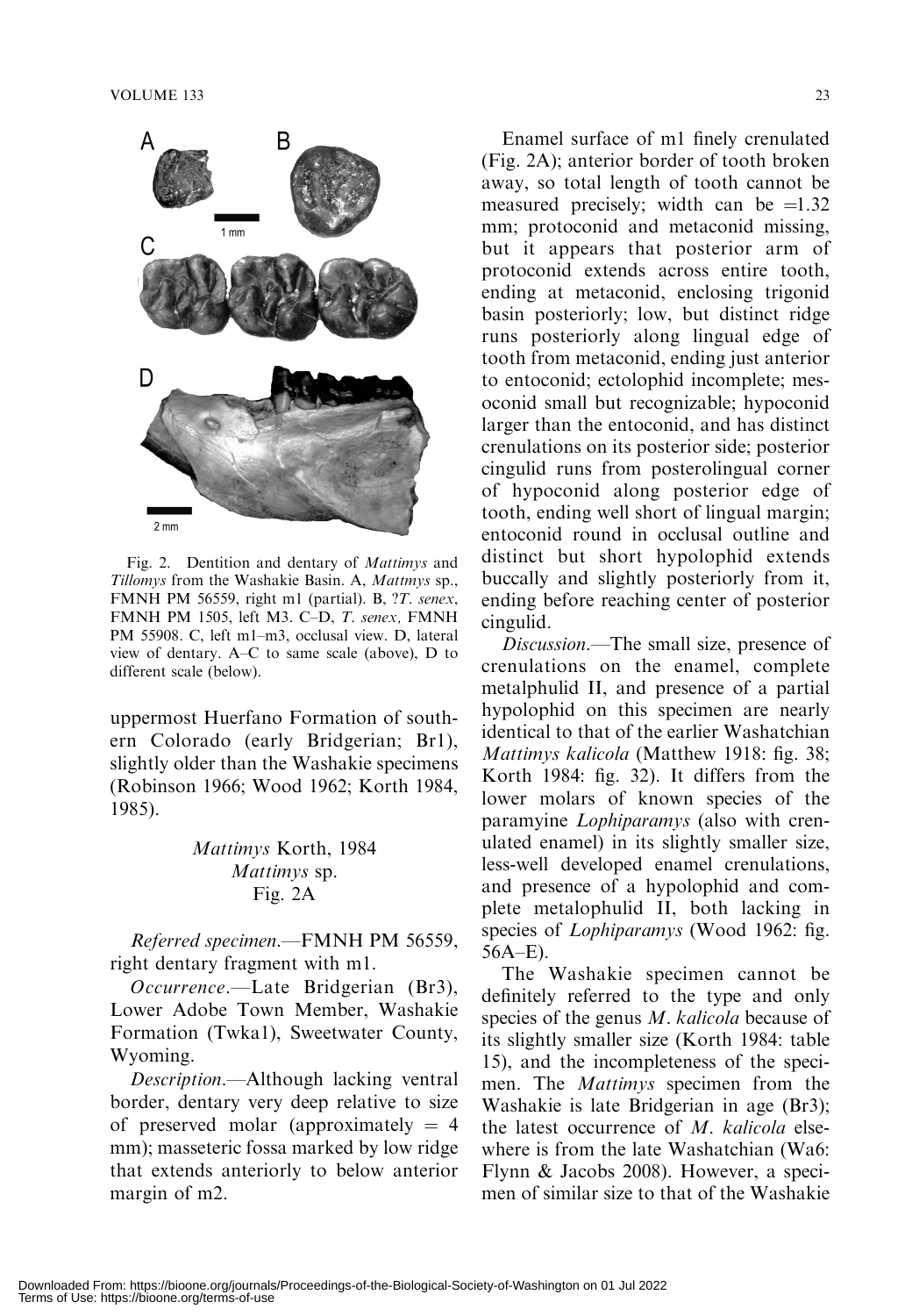Fig. 2. Dentition and dentary of *Mattimys* and *Tillomys* from the Washakie Basin. A, *Mattimys* sp., FMNH PM 56559, right m1 (partial). B, ?*T. senex*, FMNH PM 1505, left M3. C–D, *T. senex,* FMNH PM 55908. C, left m1–m3, occlusal view. D, lateral view of dentary. A–C to same scale (above), D to different scale (below).

uppermost Huerfano Formation of southern Colorado (early Bridgerian; Br1), slightly older than the Washakie specimens (Robinson 1966; Wood 1962; Korth 1984, 1985).

### *Mattimys* Korth, 1984
### *Mattimys* sp.
### Fig. 2A

*Referred specimen*.—FMNH PM 56559, right dentary fragment with m1.

*Occurrence*.—Late Bridgerian (Br3), Lower Adobe Town Member, Washakie Formation (Twka1), Sweetwater County, Wyoming.

*Description*.—Although lacking ventral border, dentary very deep relative to size of preserved molar (approximately = 4 mm); masseteric fossa marked by low ridge that extends anteriorly to below anterior margin of m2.

Enamel surface of m1 finely crenulated (Fig. 2A); anterior border of tooth broken away, so total length of tooth cannot be measured precisely; width can be =1.32 mm; protoconid and metaconid missing, but it appears that posterior arm of protoconid extends across entire tooth, ending at metaconid, enclosing trigonid basin posteriorly; low, but distinct ridge runs posteriorly along lingual edge of tooth from metaconid, ending just anterior to entoconid; ectolophid incomplete; mesoconid small but recognizable; hypoconid larger than the entoconid, and has distinct crenulations on its posterior side; posterior cingulid runs from posterolingual corner of hypoconid along posterior edge of tooth, ending well short of lingual margin; entoconid round in occlusal outline and distinct but short hypolophid extends buccally and slightly posteriorly from it, ending before reaching center of posterior cingulid.

*Discussion*.—The small size, presence of crenulations on the enamel, complete metalphulid II, and presence of a partial hypolophid on this specimen are nearly identical to that of the earlier Washatchian *Mattimys kalicola* (Matthew 1918: fig. 38; Korth 1984: fig. 32). It differs from the lower molars of known species of the paramyine *Lophiparamys* (also with crenulated enamel) in its slightly smaller size, less-well developed enamel crenulations, and presence of a hypolophid and complete metalophulid II, both lacking in species of *Lophiparamys* (Wood 1962: fig. 56A–E).

The Washakie specimen cannot be definitely referred to the type and only species of the genus *M. kalicola* because of its slightly smaller size (Korth 1984: table 15), and the incompleteness of the specimen. The *Mattimys* specimen from the Washakie is late Bridgerian in age (Br3); the latest occurrence of *M. kalicola* elsewhere is from the late Washatchian (Wa6: Flynn & Jacobs 2008). However, a specimen of similar size to that of the Washakie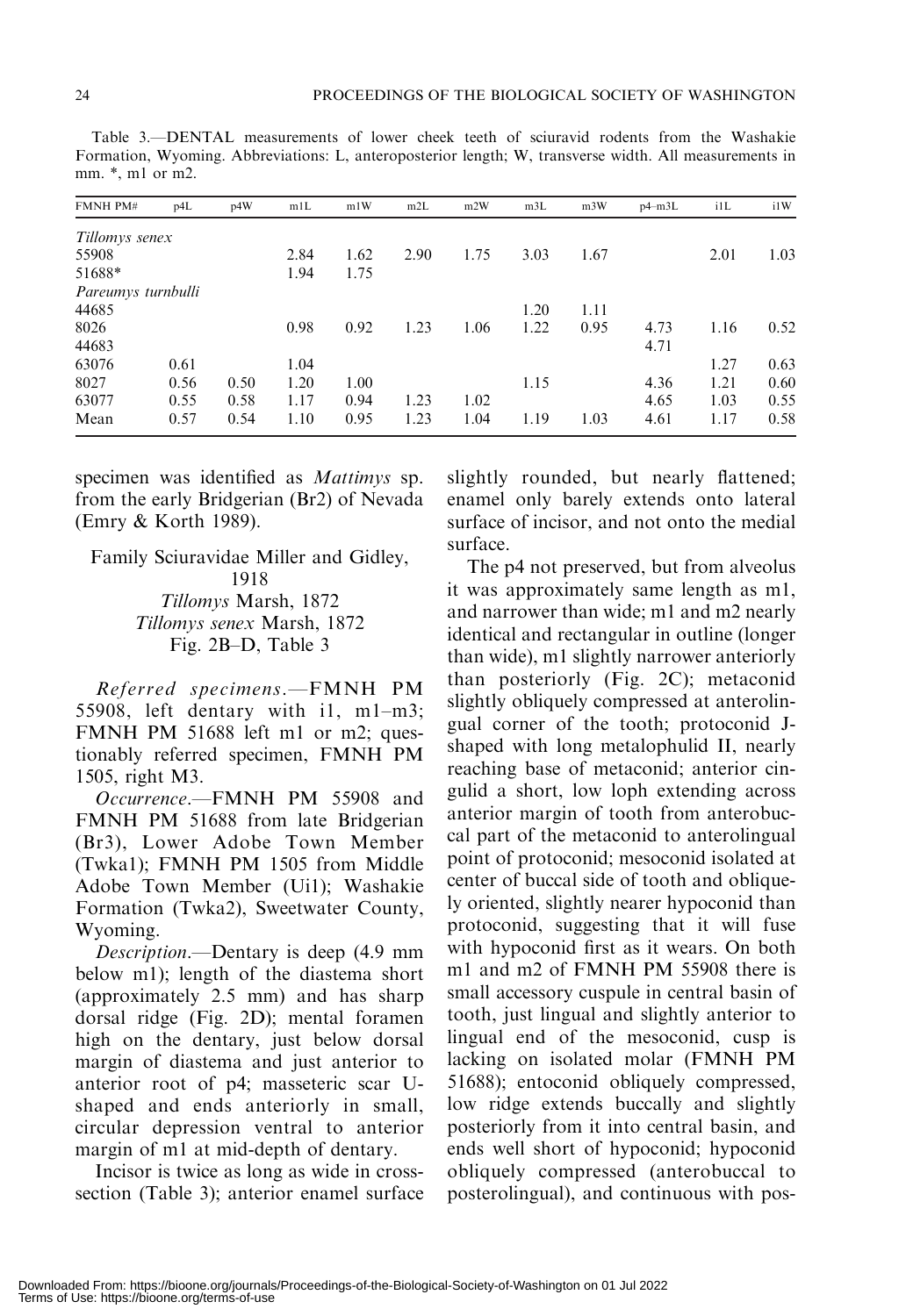Table 3.—DENTAL measurements of lower cheek teeth of sciuravid rodents from the Washakie Formation, Wyoming. Abbreviations: L, anteroposterior length; W, transverse width. All measurements in mm. *, m1 or m2.

| FMNH PM# | p4L | p4W | m1L | m1W | m2L | m2W | m3L | m3W | p4–m3L | i1L | i1W |
|---|---|---|---|---|---|---|---|---|---|---|---|
| *Tillomys senex* | | | | | | | | | | | |
| 55908 | | | 2.84 | 1.62 | 2.90 | 1.75 | 3.03 | 1.67 | | 2.01 | 1.03 |
| 51688* | | | 1.94 | 1.75 | | | | | | | |
| *Pareumys turnbulli* | | | | | | | | | | | |
| 44685 | | | | | | | 1.20 | 1.11 | | | |
| 8026 | | | 0.98 | 0.92 | 1.23 | 1.06 | 1.22 | 0.95 | 4.73 | 1.16 | 0.52 |
| 44683 | | | | | | | | | 4.71 | | |
| 63076 | 0.61 | | 1.04 | | | | | | | 1.27 | 0.63 |
| 8027 | 0.56 | 0.50 | 1.20 | 1.00 | | | 1.15 | | 4.36 | 1.21 | 0.60 |
| 63077 | 0.55 | 0.58 | 1.17 | 0.94 | 1.23 | 1.02 | | | 4.65 | 1.03 | 0.55 |
| Mean | 0.57 | 0.54 | 1.10 | 0.95 | 1.23 | 1.04 | 1.19 | 1.03 | 4.61 | 1.17 | 0.58 |

specimen was identified as *Mattimys* sp. from the early Bridgerian (Br2) of Nevada (Emry & Korth 1989).

Family Sciuravidae Miller and Gidley, 1918
*Tillomys* Marsh, 1872
*Tillomys senex* Marsh, 1872
Fig. 2B–D, Table 3

*Referred specimens*.—FMNH PM 55908, left dentary with i1, m1–m3; FMNH PM 51688 left m1 or m2; questionably referred specimen, FMNH PM 1505, right M3.

*Occurrence*.—FMNH PM 55908 and FMNH PM 51688 from late Bridgerian (Br3), Lower Adobe Town Member (Twka1); FMNH PM 1505 from Middle Adobe Town Member (Ui1); Washakie Formation (Twka2), Sweetwater County, Wyoming.

*Description*.—Dentary is deep (4.9 mm below m1); length of the diastema short (approximately 2.5 mm) and has sharp dorsal ridge (Fig. 2D); mental foramen high on the dentary, just below dorsal margin of diastema and just anterior to anterior root of p4; masseteric scar U-shaped and ends anteriorly in small, circular depression ventral to anterior margin of m1 at mid-depth of dentary.

Incisor is twice as long as wide in cross-section (Table 3); anterior enamel surface slightly rounded, but nearly flattened; enamel only barely extends onto lateral surface of incisor, and not onto the medial surface.

The p4 not preserved, but from alveolus it was approximately same length as m1, and narrower than wide; m1 and m2 nearly identical and rectangular in outline (longer than wide), m1 slightly narrower anteriorly than posteriorly (Fig. 2C); metaconid slightly obliquely compressed at anterolingual corner of the tooth; protoconid J-shaped with long metalophulid II, nearly reaching base of metaconid; anterior cingulid a short, low loph extending across anterior margin of tooth from anterobuccal part of the metaconid to anterolingual point of protoconid; mesoconid isolated at center of buccal side of tooth and obliquely oriented, slightly nearer hypoconid than protoconid, suggesting that it will fuse with hypoconid first as it wears. On both m1 and m2 of FMNH PM 55908 there is small accessory cuspule in central basin of tooth, just lingual and slightly anterior to lingual end of the mesoconid, cusp is lacking on isolated molar (FMNH PM 51688); entoconid obliquely compressed, low ridge extends buccally and slightly posteriorly from it into central basin, and ends well short of hypoconid; hypoconid obliquely compressed (anterobuccal to posterolingual), and continuous with pos-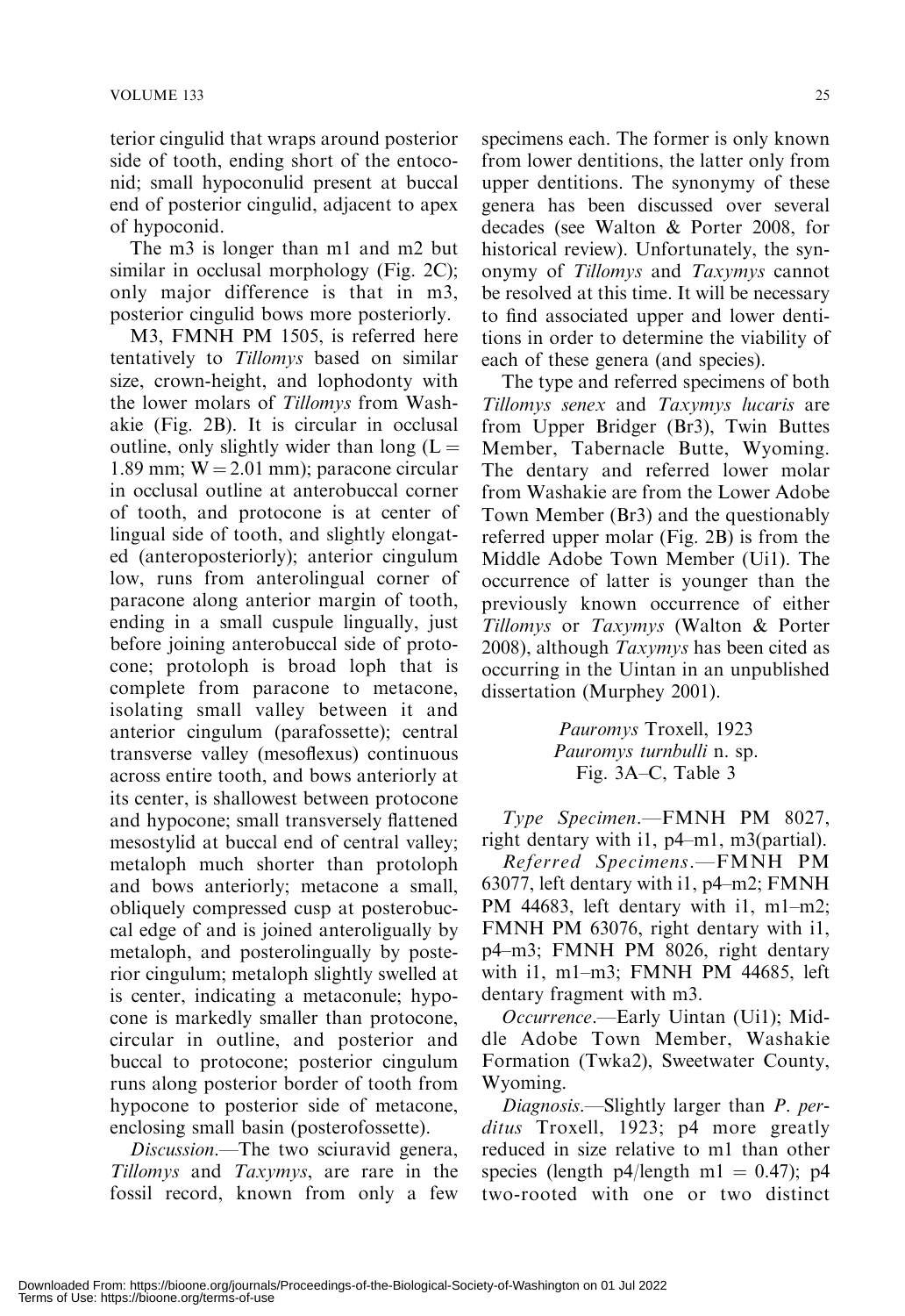terior cingulid that wraps around posterior side of tooth, ending short of the entoconid; small hypoconulid present at buccal end of posterior cingulid, adjacent to apex of hypoconid.

The m3 is longer than m1 and m2 but similar in occlusal morphology (Fig. 2C); only major difference is that in m3, posterior cingulid bows more posteriorly.

M3, FMNH PM 1505, is referred here tentatively to *Tillomys* based on similar size, crown-height, and lophodonty with the lower molars of *Tillomys* from Washakie (Fig. 2B). It is circular in occlusal outline, only slightly wider than long (L = 1.89 mm; W = 2.01 mm); paracone circular in occlusal outline at anterobuccal corner of tooth, and protocone is at center of lingual side of tooth, and slightly elongated (anteroposteriorly); anterior cingulum low, runs from anterolingual corner of paracone along anterior margin of tooth, ending in a small cuspule lingually, just before joining anterobuccal side of protocone; protoloph is broad loph that is complete from paracone to metacone, isolating small valley between it and anterior cingulum (parafossette); central transverse valley (mesoflexus) continuous across entire tooth, and bows anteriorly at its center, is shallowest between protocone and hypocone; small transversely flattened mesostylid at buccal end of central valley; metaloph much shorter than protoloph and bows anteriorly; metacone a small, obliquely compressed cusp at posterobuccal edge of and is joined anteroligually by metaloph, and posterolingually by posterior cingulum; metaloph slightly swelled at is center, indicating a metaconule; hypocone is markedly smaller than protocone, circular in outline, and posterior and buccal to protocone; posterior cingulum runs along posterior border of tooth from hypocone to posterior side of metacone, enclosing small basin (posterofossette).

*Discussion*.—The two sciuravid genera, *Tillomys* and *Taxymys*, are rare in the fossil record, known from only a few specimens each. The former is only known from lower dentitions, the latter only from upper dentitions. The synonymy of these genera has been discussed over several decades (see Walton & Porter 2008, for historical review). Unfortunately, the synonymy of *Tillomys* and *Taxymys* cannot be resolved at this time. It will be necessary to find associated upper and lower dentitions in order to determine the viability of each of these genera (and species).

The type and referred specimens of both *Tillomys senex* and *Taxymys lucaris* are from Upper Bridger (Br3), Twin Buttes Member, Tabernacle Butte, Wyoming. The dentary and referred lower molar from Washakie are from the Lower Adobe Town Member (Br3) and the questionably referred upper molar (Fig. 2B) is from the Middle Adobe Town Member (Ui1). The occurrence of latter is younger than the previously known occurrence of either *Tillomys* or *Taxymys* (Walton & Porter 2008), although *Taxymys* has been cited as occurring in the Uintan in an unpublished dissertation (Murphey 2001).

*Pauromys* Troxell, 1923
*Pauromys turnbulli* n. sp.
Fig. 3A–C, Table 3

*Type Specimen*.—FMNH PM 8027, right dentary with i1, p4–m1, m3(partial).

*Referred Specimens*.—FMNH PM 63077, left dentary with i1, p4–m2; FMNH PM 44683, left dentary with i1, m1–m2; FMNH PM 63076, right dentary with i1, p4–m3; FMNH PM 8026, right dentary with i1, m1–m3; FMNH PM 44685, left dentary fragment with m3.

*Occurrence*.—Early Uintan (Ui1); Middle Adobe Town Member, Washakie Formation (Twka2), Sweetwater County, Wyoming.

*Diagnosis*.—Slightly larger than *P. perditus* Troxell, 1923; p4 more greatly reduced in size relative to m1 than other species (length p4/length m1 = 0.47); p4 two-rooted with one or two distinct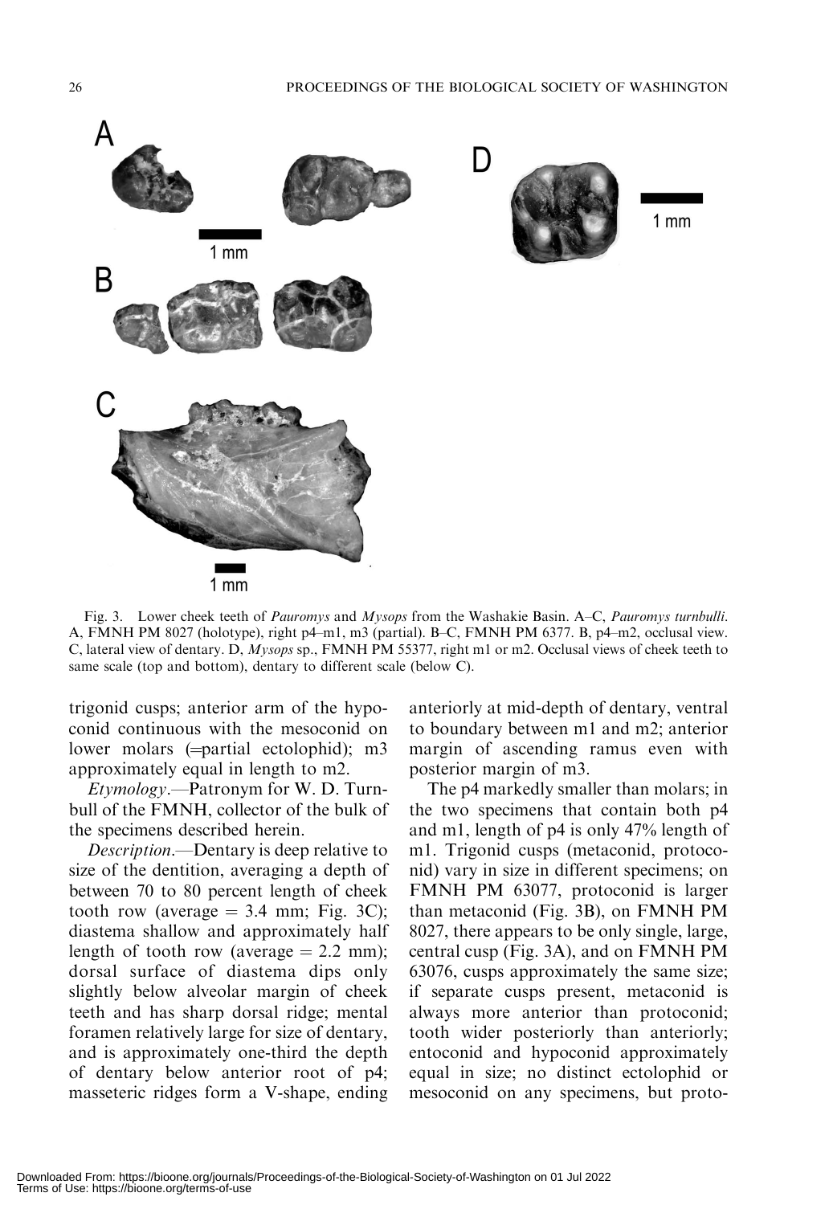Fig. 3. Lower cheek teeth of *Pauromys* and *Mysops* from the Washakie Basin. A–C, *Pauromys turnbulli*. A, FMNH PM 8027 (holotype), right p4–m1, m3 (partial). B–C, FMNH PM 6377. B, p4–m2, occlusal view. C, lateral view of dentary. D, *Mysops* sp., FMNH PM 55377, right m1 or m2. Occlusal views of cheek teeth to same scale (top and bottom), dentary to different scale (below C).

trigonid cusps; anterior arm of the hypoconid continuous with the mesoconid on lower molars (=partial ectolophid); m3 approximately equal in length to m2.

*Etymology*.—Patronym for W. D. Turnbull of the FMNH, collector of the bulk of the specimens described herein.

*Description*.—Dentary is deep relative to size of the dentition, averaging a depth of between 70 to 80 percent length of cheek tooth row (average = 3.4 mm; Fig. 3C); diastema shallow and approximately half length of tooth row (average = 2.2 mm); dorsal surface of diastema dips only slightly below alveolar margin of cheek teeth and has sharp dorsal ridge; mental foramen relatively large for size of dentary, and is approximately one-third the depth of dentary below anterior root of p4; masseteric ridges form a V-shape, ending anteriorly at mid-depth of dentary, ventral to boundary between m1 and m2; anterior margin of ascending ramus even with posterior margin of m3.

The p4 markedly smaller than molars; in the two specimens that contain both p4 and m1, length of p4 is only 47% length of m1. Trigonid cusps (metaconid, protoconid) vary in size in different specimens; on FMNH PM 63077, protoconid is larger than metaconid (Fig. 3B), on FMNH PM 8027, there appears to be only single, large, central cusp (Fig. 3A), and on FMNH PM 63076, cusps approximately the same size; if separate cusps present, metaconid is always more anterior than protoconid; tooth wider posteriorly than anteriorly; entoconid and hypoconid approximately equal in size; no distinct ectolophid or mesoconid on any specimens, but proto-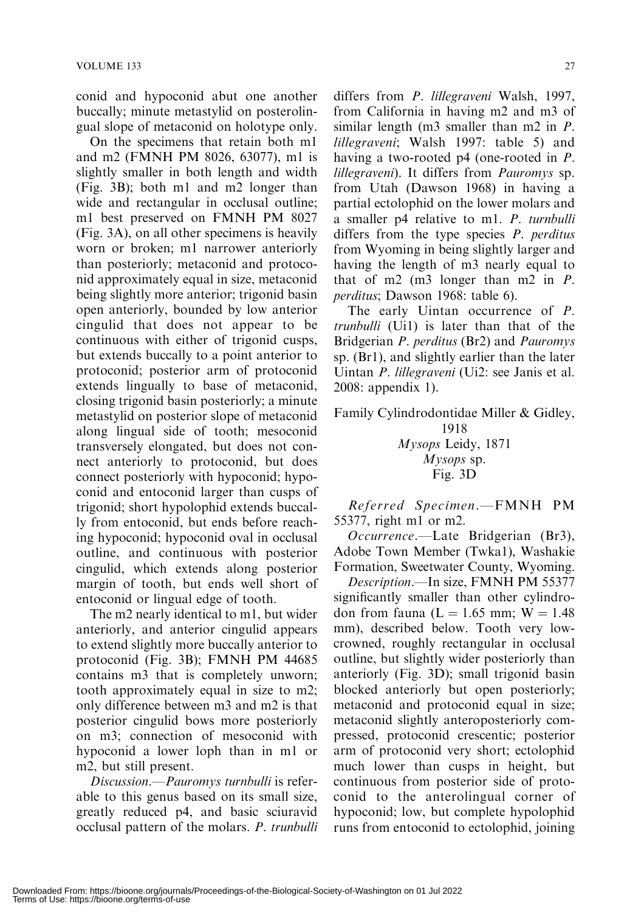conid and hypoconid abut one another buccally; minute metastylid on posterolingual slope of metaconid on holotype only.

On the specimens that retain both m1 and m2 (FMNH PM 8026, 63077), m1 is slightly smaller in both length and width (Fig. 3B); both m1 and m2 longer than wide and rectangular in occlusal outline; m1 best preserved on FMNH PM 8027 (Fig. 3A), on all other specimens is heavily worn or broken; m1 narrower anteriorly than posteriorly; metaconid and protoconid approximately equal in size, metaconid being slightly more anterior; trigonid basin open anteriorly, bounded by low anterior cingulid that does not appear to be continuous with either of trigonid cusps, but extends buccally to a point anterior to protoconid; posterior arm of protoconid extends lingually to base of metaconid, closing trigonid basin posteriorly; a minute metastylid on posterior slope of metaconid along lingual side of tooth; mesoconid transversely elongated, but does not connect anteriorly to protoconid, but does connect posteriorly with hypoconid; hypoconid and entoconid larger than cusps of trigonid; short hypolophid extends buccally from entoconid, but ends before reaching hypoconid; hypoconid oval in occlusal outline, and continuous with posterior cingulid, which extends along posterior margin of tooth, but ends well short of entoconid or lingual edge of tooth.

The m2 nearly identical to m1, but wider anteriorly, and anterior cingulid appears to extend slightly more buccally anterior to protoconid (Fig. 3B); FMNH PM 44685 contains m3 that is completely unworn; tooth approximately equal in size to m2; only difference between m3 and m2 is that posterior cingulid bows more posteriorly on m3; connection of mesoconid with hypoconid a lower loph than in m1 or m2, but still present.

*Discussion.*—*Pauromys turnbulli* is referable to this genus based on its small size, greatly reduced p4, and basic sciuravid occlusal pattern of the molars. *P. trunbulli* differs from *P. lillegraveni* Walsh, 1997, from California in having m2 and m3 of similar length (m3 smaller than m2 in *P. lillegraveni*; Walsh 1997: table 5) and having a two-rooted p4 (one-rooted in *P. lillegraveni*). It differs from *Pauromys* sp. from Utah (Dawson 1968) in having a partial ectolophid on the lower molars and a smaller p4 relative to m1. *P. turnbulli* differs from the type species *P. perditus* from Wyoming in being slightly larger and having the length of m3 nearly equal to that of m2 (m3 longer than m2 in *P. perditus*; Dawson 1968: table 6).

The early Uintan occurrence of *P. trunbulli* (Ui1) is later than that of the Bridgerian *P. perditus* (Br2) and *Pauromys* sp. (Br1), and slightly earlier than the later Uintan *P. lillegraveni* (Ui2: see Janis et al. 2008: appendix 1).

Family Cylindrodontidae Miller & Gidley, 1918

*Mysops* Leidy, 1871

*Mysops* sp.

Fig. 3D

*Referred Specimen.*—FMNH PM 55377, right m1 or m2.

*Occurrence.*—Late Bridgerian (Br3), Adobe Town Member (Twka1), Washakie Formation, Sweetwater County, Wyoming.

*Description.*—In size, FMNH PM 55377 significantly smaller than other cylindrodon from fauna (L = 1.65 mm; W = 1.48 mm), described below. Tooth very low-crowned, roughly rectangular in occlusal outline, but slightly wider posteriorly than anteriorly (Fig. 3D); small trigonid basin blocked anteriorly but open posteriorly; metaconid and protoconid equal in size; metaconid slightly anteroposteriorly compressed, protoconid crescentic; posterior arm of protoconid very short; ectolophid much lower than cusps in height, but continuous from posterior side of protoconid to the anterolingual corner of hypoconid; low, but complete hypolophid runs from entoconid to ectolophid, joining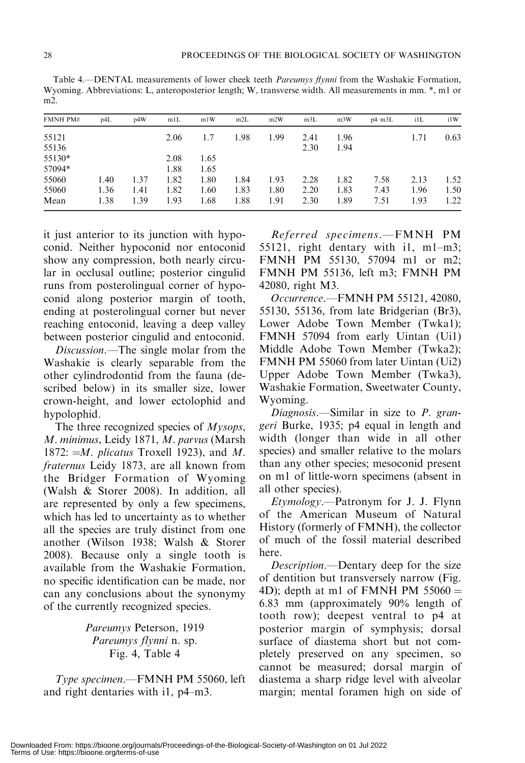Table 4.—DENTAL measurements of lower cheek teeth *Pareumys flynni* from the Washakie Formation, Wyoming. Abbreviations: L, anteroposterior length; W, transverse width. All measurements in mm. *, m1 or m2.

| FMNH PM# | p4L | p4W | m1L | m1W | m2L | m2W | m3L | m3W | p4–m3L | i1L | i1W |
|---|---|---|---|---|---|---|---|---|---|---|---|
| 55121 | | | 2.06 | 1.7 | 1.98 | 1.99 | 2.41 | 1.96 | | 1.71 | 0.63 |
| 55136 | | | | | | | 2.30 | 1.94 | | | |
| 55130* | | | 2.08 | 1.65 | | | | | | | |
| 57094* | | | 1.88 | 1.65 | | | | | | | |
| 55060 | 1.40 | 1.37 | 1.82 | 1.80 | 1.84 | 1.93 | 2.28 | 1.82 | 7.58 | 2.13 | 1.52 |
| 55060 | 1.36 | 1.41 | 1.82 | 1.60 | 1.83 | 1.80 | 2.20 | 1.83 | 7.43 | 1.96 | 1.50 |
| Mean | 1.38 | 1.39 | 1.93 | 1.68 | 1.88 | 1.91 | 2.30 | 1.89 | 7.51 | 1.93 | 1.22 |

it just anterior to its junction with hypoconid. Neither hypoconid nor entoconid show any compression, both nearly circular in occlusal outline; posterior cingulid runs from posterolingual corner of hypoconid along posterior margin of tooth, ending at posterolingual corner but never reaching entoconid, leaving a deep valley between posterior cingulid and entoconid.

*Discussion*.—The single molar from the Washakie is clearly separable from the other cylindrodontid from the fauna (described below) in its smaller size, lower crown-height, and lower ectolophid and hypolophid.

The three recognized species of *Mysops*, *M. minimus*, Leidy 1871, *M. parvus* (Marsh 1872: =*M. plicatus* Troxell 1923), and *M. fraternus* Leidy 1873, are all known from the Bridger Formation of Wyoming (Walsh & Storer 2008). In addition, all are represented by only a few specimens, which has led to uncertainty as to whether all the species are truly distinct from one another (Wilson 1938; Walsh & Storer 2008). Because only a single tooth is available from the Washakie Formation, no specific identification can be made, nor can any conclusions about the synonymy of the currently recognized species.

*Pareumys* Peterson, 1919
*Pareumys flynni* n. sp.
Fig. 4, Table 4

*Type specimen*.—FMNH PM 55060, left and right dentaries with i1, p4–m3.

*Referred specimens*.—FMNH PM 55121, right dentary with i1, m1–m3; FMNH PM 55130, 57094 m1 or m2; FMNH PM 55136, left m3; FMNH PM 42080, right M3.

*Occurrence*.—FMNH PM 55121, 42080, 55130, 55136, from late Bridgerian (Br3), Lower Adobe Town Member (Twka1); FMNH 57094 from early Uintan (Ui1) Middle Adobe Town Member (Twka2); FMNH PM 55060 from later Uintan (Ui2) Upper Adobe Town Member (Twka3), Washakie Formation, Sweetwater County, Wyoming.

*Diagnosis*.—Similar in size to *P. grangeri* Burke, 1935; p4 equal in length and width (longer than wide in all other species) and smaller relative to the molars than any other species; mesoconid present on m1 of little-worn specimens (absent in all other species).

*Etymology*.—Patronym for J. J. Flynn of the American Museum of Natural History (formerly of FMNH), the collector of much of the fossil material described here.

*Description*.—Dentary deep for the size of dentition but transversely narrow (Fig. 4D); depth at m1 of FMNH PM 55060 = 6.83 mm (approximately 90% length of tooth row); deepest ventral to p4 at posterior margin of symphysis; dorsal surface of diastema short but not completely preserved on any specimen, so cannot be measured; dorsal margin of diastema a sharp ridge level with alveolar margin; mental foramen high on side of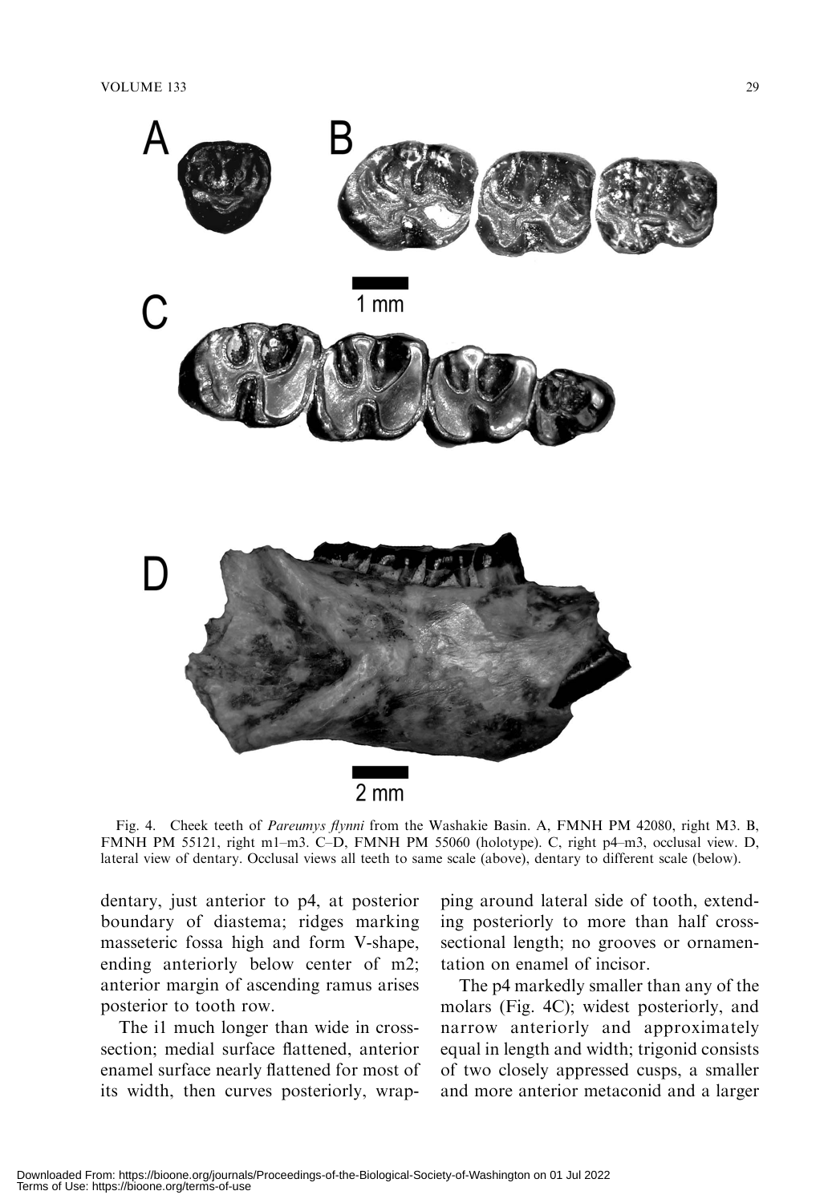Fig. 4. Cheek teeth of *Pareumys flynni* from the Washakie Basin. A, FMNH PM 42080, right M3. B, FMNH PM 55121, right m1–m3. C–D, FMNH PM 55060 (holotype). C, right p4–m3, occlusal view. D, lateral view of dentary. Occlusal views all teeth to same scale (above), dentary to different scale (below).

dentary, just anterior to p4, at posterior boundary of diastema; ridges marking masseteric fossa high and form V-shape, ending anteriorly below center of m2; anterior margin of ascending ramus arises posterior to tooth row.

The i1 much longer than wide in cross-section; medial surface flattened, anterior enamel surface nearly flattened for most of its width, then curves posteriorly, wrapping around lateral side of tooth, extending posteriorly to more than half cross-sectional length; no grooves or ornamentation on enamel of incisor.

The p4 markedly smaller than any of the molars (Fig. 4C); widest posteriorly, and narrow anteriorly and approximately equal in length and width; trigonid consists of two closely appressed cusps, a smaller and more anterior metaconid and a larger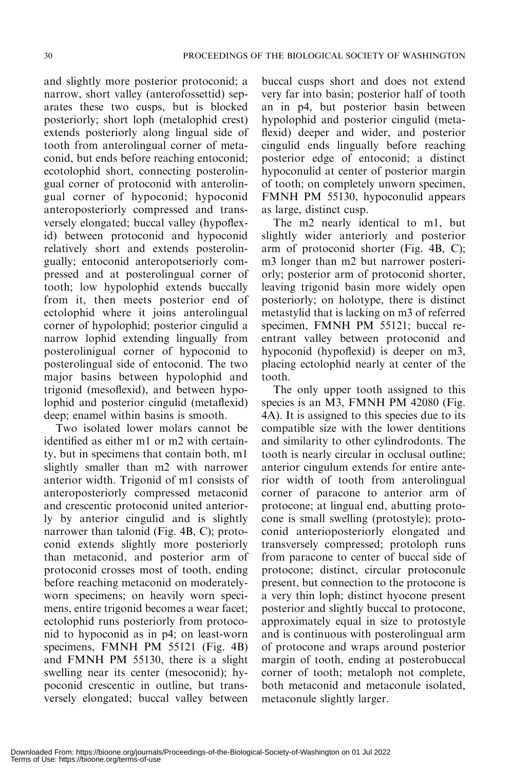and slightly more posterior protoconid; a narrow, short valley (anterofossettid) separates these two cusps, but is blocked posteriorly; short loph (metalophid crest) extends posteriorly along lingual side of tooth from anterolingual corner of metaconid, but ends before reaching entoconid; ecotolophid short, connecting posterolingual corner of protoconid with anterolingual corner of hypoconid; hypoconid anteroposteriorly compressed and transversely elongated; buccal valley (hypoflexid) between protoconid and hypoconid relatively short and extends posterolingually; entoconid anteropotseriorly compressed and at posterolingual corner of tooth; low hypolophid extends buccally from it, then meets posterior end of ectolophid where it joins anterolingual corner of hypolophid; posterior cingulid a narrow lophid extending lingually from posterolinigual corner of hypoconid to posterolingual side of entoconid. The two major basins between hypolophid and trigonid (mesoflexid), and between hypolophid and posterior cingulid (metaflexid) deep; enamel within basins is smooth.

Two isolated lower molars cannot be identified as either m1 or m2 with certainty, but in specimens that contain both, m1 slightly smaller than m2 with narrower anterior width. Trigonid of m1 consists of anteroposteriorly compressed metaconid and crescentic protoconid united anteriorly by anterior cingulid and is slightly narrower than talonid (Fig. 4B, C); protoconid extends slightly more posteriorly than metaconid, and posterior arm of protoconid crosses most of tooth, ending before reaching metaconid on moderately-worn specimens; on heavily worn specimens, entire trigonid becomes a wear facet; ectolophid runs posteriorly from protoconid to hypoconid as in p4; on least-worn specimens, FMNH PM 55121 (Fig. 4B) and FMNH PM 55130, there is a slight swelling near its center (mesoconid); hypoconid crescentic in outline, but transversely elongated; buccal valley between buccal cusps short and does not extend very far into basin; posterior half of tooth an in p4, but posterior basin between hypolophid and posterior cingulid (metaflexid) deeper and wider, and posterior cingulid ends lingually before reaching posterior edge of entoconid; a distinct hypoconulid at center of posterior margin of tooth; on completely unworn specimen, FMNH PM 55130, hypoconulid appears as large, distinct cusp.

The m2 nearly identical to m1, but slightly wider anteriorly and posterior arm of protoconid shorter (Fig. 4B, C); m3 longer than m2 but narrower posteriorly; posterior arm of protoconid shorter, leaving trigonid basin more widely open posteriorly; on holotype, there is distinct metastylid that is lacking on m3 of referred specimen, FMNH PM 55121; buccal reentrant valley between protoconid and hypoconid (hypoflexid) is deeper on m3, placing ectolophid nearly at center of the tooth.

The only upper tooth assigned to this species is an M3, FMNH PM 42080 (Fig. 4A). It is assigned to this species due to its compatible size with the lower dentitions and similarity to other cylindrodonts. The tooth is nearly circular in occlusal outline; anterior cingulum extends for entire anterior width of tooth from anterolingual corner of paracone to anterior arm of protocone; at lingual end, abutting protocone is small swelling (protostyle); protoconid anterioposteriorly elongated and transversely compressed; protoloph runs from paracone to center of buccal side of protocone; distinct, circular protoconule present, but connection to the protocone is a very thin loph; distinct hyocone present posterior and slightly buccal to protocone, approximately equal in size to protostyle and is continuous with posterolingual arm of protocone and wraps around posterior margin of tooth, ending at posterobuccal corner of tooth; metaloph not complete, both metaconid and metaconule isolated, metaconule slightly larger.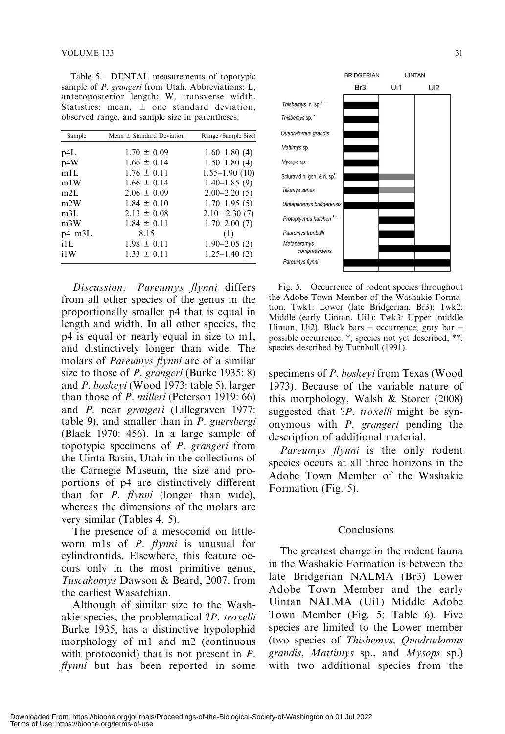Table 5.—DENTAL measurements of topotypic sample of *P. grangeri* from Utah. Abbreviations: L, anteroposterior length; W, transverse width. Statistics: mean, ± one standard deviation, observed range, and sample size in parentheses.

| Sample | Mean ± Standard Deviation | Range (Sample Size) |
|---|---|---|
| p4L | 1.70 ± 0.09 | 1.60–1.80 (4) |
| p4W | 1.66 ± 0.14 | 1.50–1.80 (4) |
| m1L | 1.76 ± 0.11 | 1.55–1.90 (10) |
| m1W | 1.66 ± 0.14 | 1.40–1.85 (9) |
| m2L | 2.06 ± 0.09 | 2.00–2.20 (5) |
| m2W | 1.84 ± 0.10 | 1.70–1.95 (5) |
| m3L | 2.13 ± 0.08 | 2.10 –2.30 (7) |
| m3W | 1.84 ± 0.11 | 1.70–2.00 (7) |
| p4–m3L | 8.15 | (1) |
| i1L | 1.98 ± 0.11 | 1.90–2.05 (2) |
| i1W | 1.33 ± 0.11 | 1.25–1.40 (2) |

*Discussion*.—*Pareumys flynni* differs from all other species of the genus in the proportionally smaller p4 that is equal in length and width. In all other species, the p4 is equal or nearly equal in size to m1, and distinctively longer than wide. The molars of *Pareumys flynni* are of a similar size to those of *P. grangeri* (Burke 1935: 8) and *P. boskeyi* (Wood 1973: table 5), larger than those of *P. milleri* (Peterson 1919: 66) and *P.* near *grangeri* (Lillegraven 1977: table 9), and smaller than in *P. guersbergi* (Black 1970: 456). In a large sample of topotypic specimens of *P. grangeri* from the Uinta Basin, Utah in the collections of the Carnegie Museum, the size and proportions of p4 are distinctively different than for *P. flynni* (longer than wide), whereas the dimensions of the molars are very similar (Tables 4, 5).

The presence of a mesoconid on little-worn m1s of *P. flynni* is unusual for cylindrontids. Elsewhere, this feature occurs only in the most primitive genus, *Tuscahomys* Dawson & Beard, 2007, from the earliest Wasatchian.

Although of similar size to the Washakie species, the problematical ?*P. troxelli* Burke 1935, has a distinctive hypolophid morphology of m1 and m2 (continuous with protoconid) that is not present in *P. flynni* but has been reported in some specimens of *P. boskeyi* from Texas (Wood 1973). Because of the variable nature of this morphology, Walsh & Storer (2008) suggested that ?*P. troxelli* might be synonymous with *P. grangeri* pending the description of additional material.

Fig. 5. Occurrence of rodent species throughout the Adobe Town Member of the Washakie Formation. Twk1: Lower (late Bridgerian, Br3); Twk2: Middle (early Uintan, Ui1); Twk3: Upper (middle Uintan, Ui2). Black bars = occurrence; gray bar = possible occurrence. *, species not yet described, **, species described by Turnbull (1991).

*Pareumys flynni* is the only rodent species occurs at all three horizons in the Adobe Town Member of the Washakie Formation (Fig. 5).

## Conclusions

The greatest change in the rodent fauna in the Washakie Formation is between the late Bridgerian NALMA (Br3) Lower Adobe Town Member and the early Uintan NALMA (Ui1) Middle Adobe Town Member (Fig. 5; Table 6). Five species are limited to the Lower member (two species of *Thisbemys*, *Quadradomus grandis*, *Mattimys* sp., and *Mysops* sp.) with two additional species from the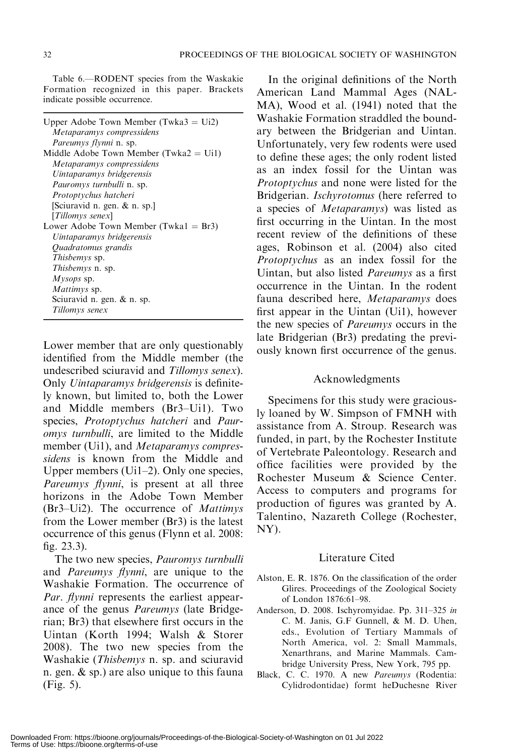Table 6.—RODENT species from the Waskakie Formation recognized in this paper. Brackets indicate possible occurrence.

| |
|---|
| Upper Adobe Town Member (Twka3 = Ui2) |
| *Metaparamys compressidens* |
| *Pareumys flynni* n. sp. |
| Middle Adobe Town Member (Twka2 = Ui1) |
| *Metaparamys compressidens* |
| *Uintaparamys bridgerensis* |
| *Pauromys turnbulli* n. sp. |
| *Protoptychus hatcheri* |
| [Sciuravid n. gen. & n. sp.] |
| [*Tillomys senex*] |
| Lower Adobe Town Member (Twka1 = Br3) |
| *Uintaparamys bridgerensis* |
| *Quadratomus grandis* |
| *Thisbemys* sp. |
| *Thisbemys* n. sp. |
| *Mysops* sp. |
| *Mattimys* sp. |
| Sciuravid n. gen. & n. sp. |
| *Tillomys senex* |

Lower member that are only questionably identified from the Middle member (the undescribed sciuravid and *Tillomys senex*). Only *Uintaparamys bridgerensis* is definitely known, but limited to, both the Lower and Middle members (Br3–Ui1). Two species, *Protoptychus hatcheri* and *Pauromys turnbulli*, are limited to the Middle member (Ui1), and *Metaparamys compressidens* is known from the Middle and Upper members (Ui1–2). Only one species, *Pareumys flynni*, is present at all three horizons in the Adobe Town Member (Br3–Ui2). The occurrence of *Mattimys* from the Lower member (Br3) is the latest occurrence of this genus (Flynn et al. 2008: fig. 23.3).

The two new species, *Pauromys turnbulli* and *Pareumys flynni*, are unique to the Washakie Formation. The occurrence of *Par*. *flynni* represents the earliest appearance of the genus *Pareumys* (late Bridgerian; Br3) that elsewhere first occurs in the Uintan (Korth 1994; Walsh & Storer 2008). The two new species from the Washakie (*Thisbemys* n. sp. and sciuravid n. gen. & sp.) are also unique to this fauna (Fig. 5).

In the original definitions of the North American Land Mammal Ages (NALMA), Wood et al. (1941) noted that the Washakie Formation straddled the boundary between the Bridgerian and Uintan. Unfortunately, very few rodents were used to define these ages; the only rodent listed as an index fossil for the Uintan was *Protoptychus* and none were listed for the Bridgerian. *Ischyrotomus* (here referred to a species of *Metaparamys*) was listed as first occurring in the Uintan. In the most recent review of the definitions of these ages, Robinson et al. (2004) also cited *Protoptychus* as an index fossil for the Uintan, but also listed *Pareumys* as a first occurrence in the Uintan. In the rodent fauna described here, *Metaparamys* does first appear in the Uintan (Ui1), however the new species of *Pareumys* occurs in the late Bridgerian (Br3) predating the previously known first occurrence of the genus.

## Acknowledgments

Specimens for this study were graciously loaned by W. Simpson of FMNH with assistance from A. Stroup. Research was funded, in part, by the Rochester Institute of Vertebrate Paleontology. Research and office facilities were provided by the Rochester Museum & Science Center. Access to computers and programs for production of figures was granted by A. Talentino, Nazareth College (Rochester, NY).

## Literature Cited

Alston, E. R. 1876. On the classification of the order Glires. Proceedings of the Zoological Society of London 1876:61–98.

Anderson, D. 2008. Ischyromyidae. Pp. 311–325 *in* C. M. Janis, G.F Gunnell, & M. D. Uhen, eds., Evolution of Tertiary Mammals of North America, vol. 2: Small Mammals, Xenarthrans, and Marine Mammals. Cambridge University Press, New York, 795 pp.

Black, C. C. 1970. A new *Pareumys* (Rodentia: Cylidrodontidae) formt heDuchesne River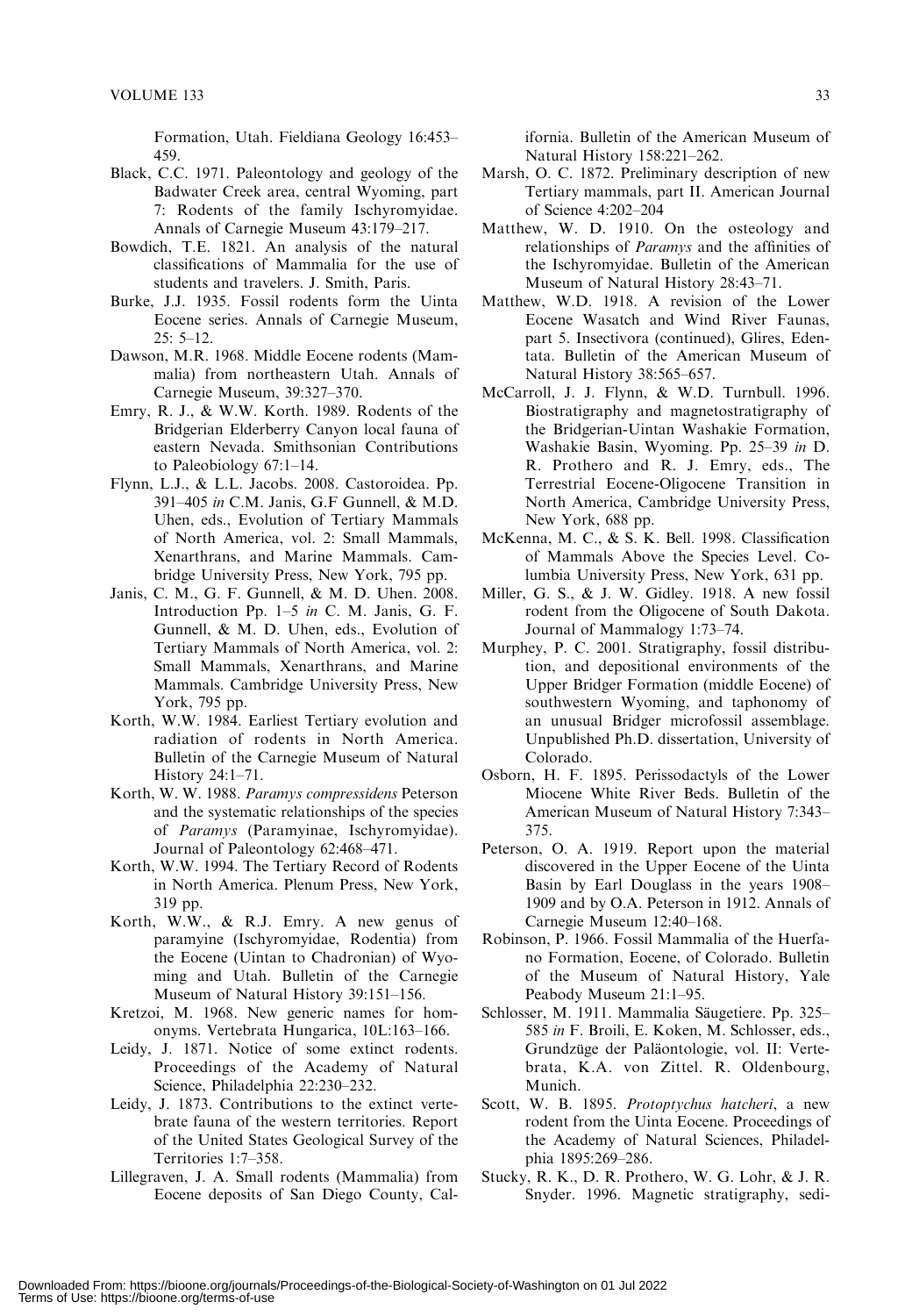Formation, Utah. Fieldiana Geology 16:453–459.

Black, C.C. 1971. Paleontology and geology of the Badwater Creek area, central Wyoming, part 7: Rodents of the family Ischyromyidae. Annals of Carnegie Museum 43:179–217.

Bowdich, T.E. 1821. An analysis of the natural classifications of Mammalia for the use of students and travelers. J. Smith, Paris.

Burke, J.J. 1935. Fossil rodents form the Uinta Eocene series. Annals of Carnegie Museum, 25: 5–12.

Dawson, M.R. 1968. Middle Eocene rodents (Mammalia) from northeastern Utah. Annals of Carnegie Museum, 39:327–370.

Emry, R. J., & W.W. Korth. 1989. Rodents of the Bridgerian Elderberry Canyon local fauna of eastern Nevada. Smithsonian Contributions to Paleobiology 67:1–14.

Flynn, L.J., & L.L. Jacobs. 2008. Castoroidea. Pp. 391–405 *in* C.M. Janis, G.F Gunnell, & M.D. Uhen, eds., Evolution of Tertiary Mammals of North America, vol. 2: Small Mammals, Xenarthrans, and Marine Mammals. Cambridge University Press, New York, 795 pp.

Janis, C. M., G. F. Gunnell, & M. D. Uhen. 2008. Introduction Pp. 1–5 *in* C. M. Janis, G. F. Gunnell, & M. D. Uhen, eds., Evolution of Tertiary Mammals of North America, vol. 2: Small Mammals, Xenarthrans, and Marine Mammals. Cambridge University Press, New York, 795 pp.

Korth, W.W. 1984. Earliest Tertiary evolution and radiation of rodents in North America. Bulletin of the Carnegie Museum of Natural History 24:1–71.

Korth, W. W. 1988. *Paramys compressidens* Peterson and the systematic relationships of the species of *Paramys* (Paramyinae, Ischyromyidae). Journal of Paleontology 62:468–471.

Korth, W.W. 1994. The Tertiary Record of Rodents in North America. Plenum Press, New York, 319 pp.

Korth, W.W., & R.J. Emry. A new genus of paramyine (Ischyromyidae, Rodentia) from the Eocene (Uintan to Chadronian) of Wyoming and Utah. Bulletin of the Carnegie Museum of Natural History 39:151–156.

Kretzoi, M. 1968. New generic names for homonyms. Vertebrata Hungarica, 10L:163–166.

Leidy, J. 1871. Notice of some extinct rodents. Proceedings of the Academy of Natural Science, Philadelphia 22:230–232.

Leidy, J. 1873. Contributions to the extinct vertebrate fauna of the western territories. Report of the United States Geological Survey of the Territories 1:7–358.

Lillegraven, J. A. Small rodents (Mammalia) from Eocene deposits of San Diego County, California. Bulletin of the American Museum of Natural History 158:221–262.

Marsh, O. C. 1872. Preliminary description of new Tertiary mammals, part II. American Journal of Science 4:202–204

Matthew, W. D. 1910. On the osteology and relationships of *Paramys* and the affinities of the Ischyromyidae. Bulletin of the American Museum of Natural History 28:43–71.

Matthew, W.D. 1918. A revision of the Lower Eocene Wasatch and Wind River Faunas, part 5. Insectivora (continued), Glires, Edentata. Bulletin of the American Museum of Natural History 38:565–657.

McCarroll, J. J. Flynn, & W.D. Turnbull. 1996. Biostratigraphy and magnetostratigraphy of the Bridgerian-Uintan Washakie Formation, Washakie Basin, Wyoming. Pp. 25–39 *in* D. R. Prothero and R. J. Emry, eds., The Terrestrial Eocene-Oligocene Transition in North America, Cambridge University Press, New York, 688 pp.

McKenna, M. C., & S. K. Bell. 1998. Classification of Mammals Above the Species Level. Columbia University Press, New York, 631 pp.

Miller, G. S., & J. W. Gidley. 1918. A new fossil rodent from the Oligocene of South Dakota. Journal of Mammalogy 1:73–74.

Murphey, P. C. 2001. Stratigraphy, fossil distribution, and depositional environments of the Upper Bridger Formation (middle Eocene) of southwestern Wyoming, and taphonomy of an unusual Bridger microfossil assemblage. Unpublished Ph.D. dissertation, University of Colorado.

Osborn, H. F. 1895. Perissodactyls of the Lower Miocene White River Beds. Bulletin of the American Museum of Natural History 7:343–375.

Peterson, O. A. 1919. Report upon the material discovered in the Upper Eocene of the Uinta Basin by Earl Douglass in the years 1908–1909 and by O.A. Peterson in 1912. Annals of Carnegie Museum 12:40–168.

Robinson, P. 1966. Fossil Mammalia of the Huerfano Formation, Eocene, of Colorado. Bulletin of the Museum of Natural History, Yale Peabody Museum 21:1–95.

Schlosser, M. 1911. Mammalia Säugetiere. Pp. 325–585 *in* F. Broili, E. Koken, M. Schlosser, eds., Grundzüge der Paläontologie, vol. II: Vertebrata, K.A. von Zittel. R. Oldenbourg, Munich.

Scott, W. B. 1895. *Protoptychus hatcheri*, a new rodent from the Uinta Eocene. Proceedings of the Academy of Natural Sciences, Philadelphia 1895:269–286.

Stucky, R. K., D. R. Prothero, W. G. Lohr, & J. R. Snyder. 1996. Magnetic stratigraphy, sedi-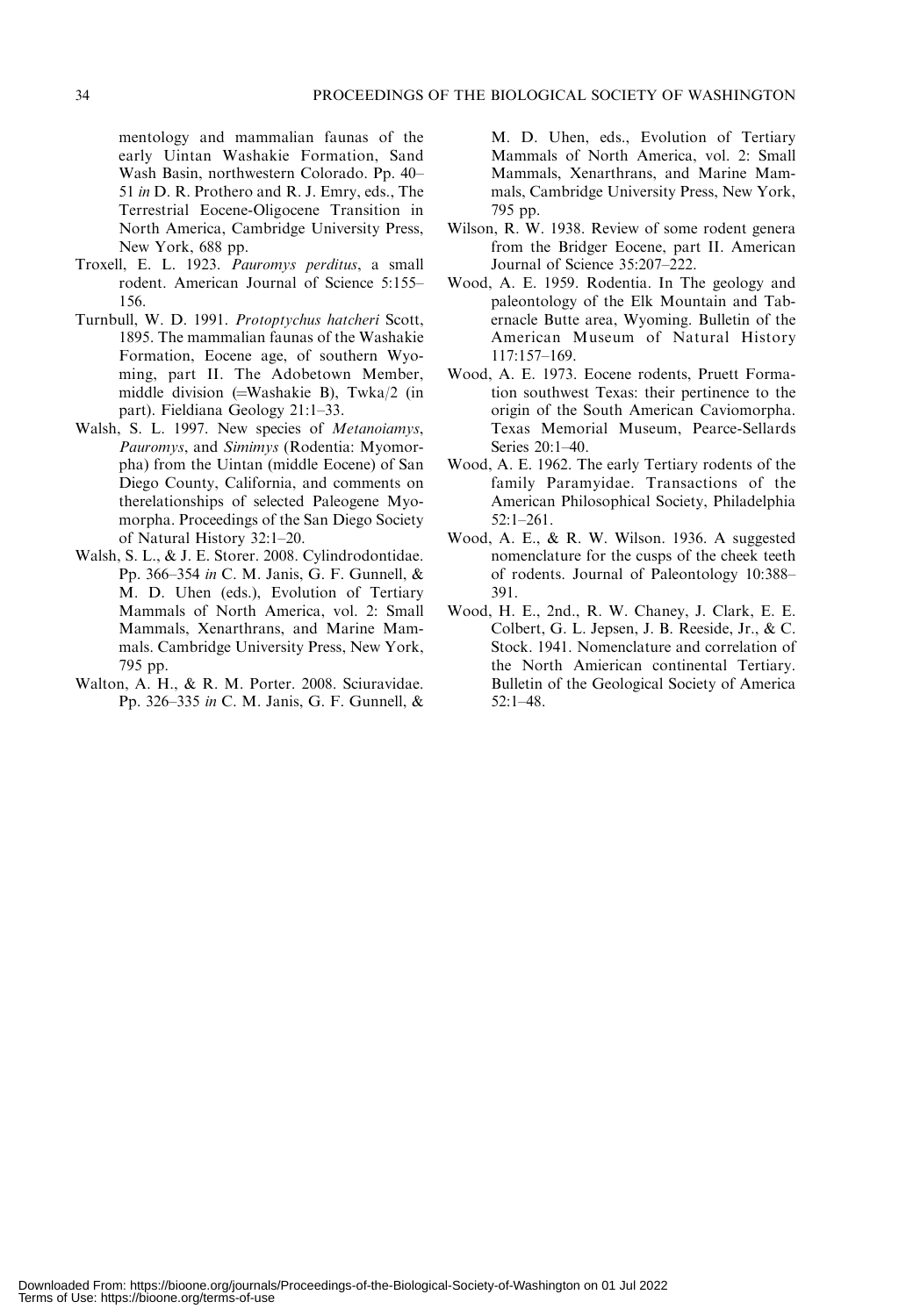mentology and mammalian faunas of the early Uintan Washakie Formation, Sand Wash Basin, northwestern Colorado. Pp. 40–51 *in* D. R. Prothero and R. J. Emry, eds., The Terrestrial Eocene-Oligocene Transition in North America, Cambridge University Press, New York, 688 pp.

Troxell, E. L. 1923. *Pauromys perditus*, a small rodent. American Journal of Science 5:155–156.

Turnbull, W. D. 1991. *Protoptychus hatcheri* Scott, 1895. The mammalian faunas of the Washakie Formation, Eocene age, of southern Wyoming, part II. The Adobetown Member, middle division (=Washakie B), Twka/2 (in part). Fieldiana Geology 21:1–33.

Walsh, S. L. 1997. New species of *Metanoiamys*, *Pauromys*, and *Simimys* (Rodentia: Myomorpha) from the Uintan (middle Eocene) of San Diego County, California, and comments on therelationships of selected Paleogene Myomorpha. Proceedings of the San Diego Society of Natural History 32:1–20.

Walsh, S. L., & J. E. Storer. 2008. Cylindrodontidae. Pp. 366–354 *in* C. M. Janis, G. F. Gunnell, & M. D. Uhen (eds.), Evolution of Tertiary Mammals of North America, vol. 2: Small Mammals, Xenarthrans, and Marine Mammals. Cambridge University Press, New York, 795 pp.

Walton, A. H., & R. M. Porter. 2008. Sciuravidae. Pp. 326–335 *in* C. M. Janis, G. F. Gunnell, & M. D. Uhen, eds., Evolution of Tertiary Mammals of North America, vol. 2: Small Mammals, Xenarthrans, and Marine Mammals, Cambridge University Press, New York, 795 pp.

Wilson, R. W. 1938. Review of some rodent genera from the Bridger Eocene, part II. American Journal of Science 35:207–222.

Wood, A. E. 1959. Rodentia. In The geology and paleontology of the Elk Mountain and Tabernacle Butte area, Wyoming. Bulletin of the American Museum of Natural History 117:157–169.

Wood, A. E. 1973. Eocene rodents, Pruett Formation southwest Texas: their pertinence to the origin of the South American Caviomorpha. Texas Memorial Museum, Pearce-Sellards Series 20:1–40.

Wood, A. E. 1962. The early Tertiary rodents of the family Paramyidae. Transactions of the American Philosophical Society, Philadelphia 52:1–261.

Wood, A. E., & R. W. Wilson. 1936. A suggested nomenclature for the cusps of the cheek teeth of rodents. Journal of Paleontology 10:388–391.

Wood, H. E., 2nd., R. W. Chaney, J. Clark, E. E. Colbert, G. L. Jepsen, J. B. Reeside, Jr., & C. Stock. 1941. Nomenclature and correlation of the North Amierican continental Tertiary. Bulletin of the Geological Society of America 52:1–48.